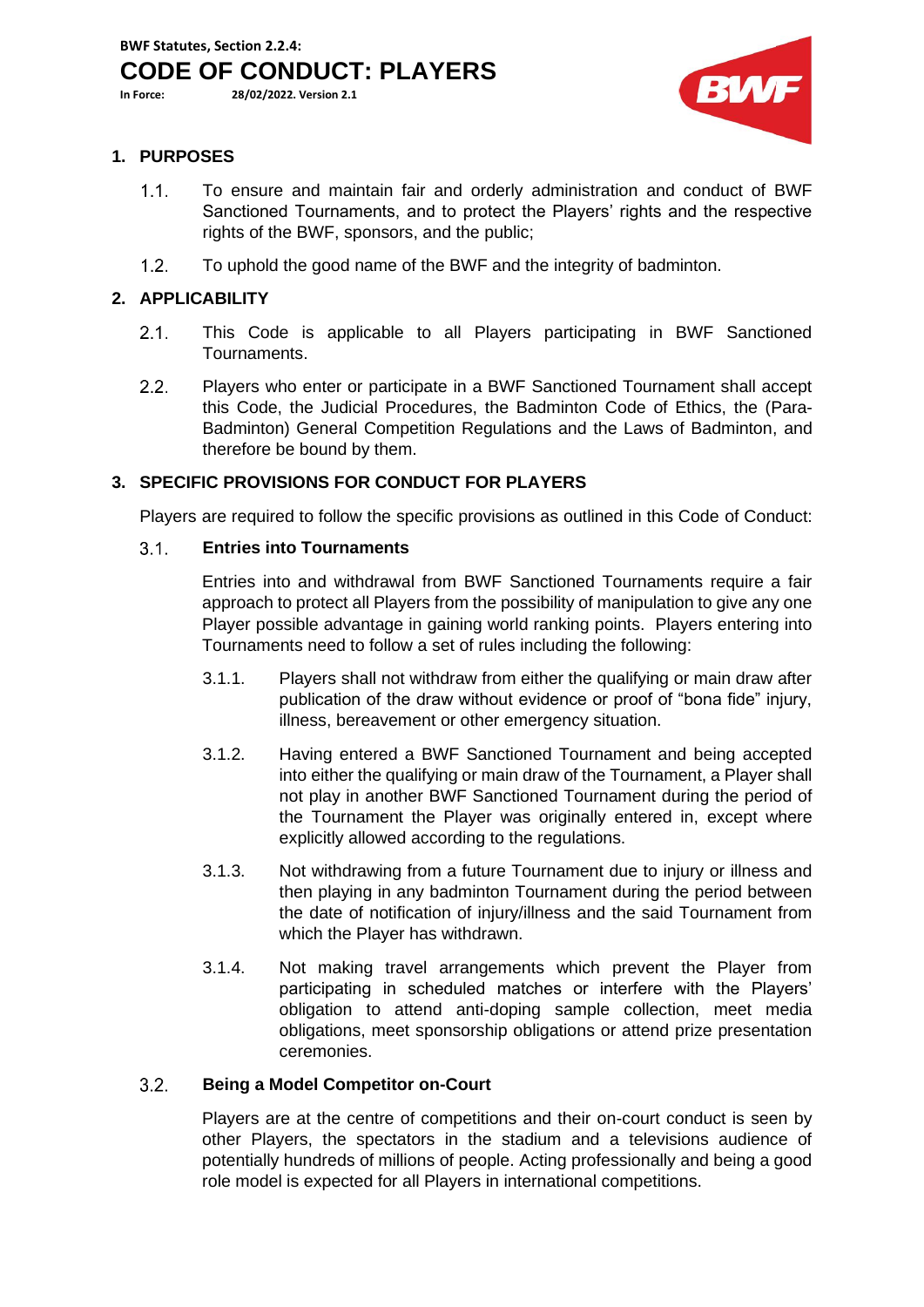**BWF Statutes, Section 2.2.4:**

# CODE OF CONDUCT: PLAYERS

**In Force: 28/02/2022. Version 2.1**

## 1. PURPOSES

1.1. To ensure and maintain fair and orderly administration and conduct of BWF Sanctioned Tournaments, and to protect the Players' rights and the respective rights of the BWF, sponsors, and the public;

1.2. To uphold the good name of the BWF and the integrity of badminton.

## 2. APPLICABILITY

2.1. This Code is applicable to all Players participating in BWF Sanctioned Tournaments.

2.2. Players who enter or participate in a BWF Sanctioned Tournament shall accept this Code, the Judicial Procedures, the Badminton Code of Ethics, the (Para-Badminton) General Competition Regulations and the Laws of Badminton, and therefore be bound by them.

## 3. SPECIFIC PROVISIONS FOR CONDUCT FOR PLAYERS

Players are required to follow the specific provisions as outlined in this Code of Conduct:

### 3.1. Entries into Tournaments

Entries into and withdrawal from BWF Sanctioned Tournaments require a fair approach to protect all Players from the possibility of manipulation to give any one Player possible advantage in gaining world ranking points. Players entering into Tournaments need to follow a set of rules including the following:

3.1.1. Players shall not withdraw from either the qualifying or main draw after publication of the draw without evidence or proof of "bona fide" injury, illness, bereavement or other emergency situation.

3.1.2. Having entered a BWF Sanctioned Tournament and being accepted into either the qualifying or main draw of the Tournament, a Player shall not play in another BWF Sanctioned Tournament during the period of the Tournament the Player was originally entered in, except where explicitly allowed according to the regulations.

3.1.3. Not withdrawing from a future Tournament due to injury or illness and then playing in any badminton Tournament during the period between the date of notification of injury/illness and the said Tournament from which the Player has withdrawn.

3.1.4. Not making travel arrangements which prevent the Player from participating in scheduled matches or interfere with the Players' obligation to attend anti-doping sample collection, meet media obligations, meet sponsorship obligations or attend prize presentation ceremonies.

### 3.2. Being a Model Competitor on-Court

Players are at the centre of competitions and their on-court conduct is seen by other Players, the spectators in the stadium and a televisions audience of potentially hundreds of millions of people. Acting professionally and being a good role model is expected for all Players in international competitions.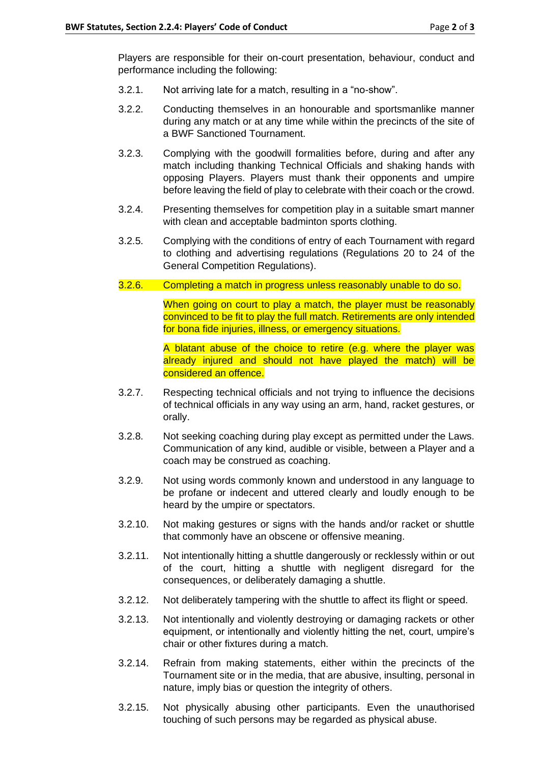Players are responsible for their on-court presentation, behaviour, conduct and performance including the following:

3.2.1. Not arriving late for a match, resulting in a "no-show".

3.2.2. Conducting themselves in an honourable and sportsmanlike manner during any match or at any time while within the precincts of the site of a BWF Sanctioned Tournament.

3.2.3. Complying with the goodwill formalities before, during and after any match including thanking Technical Officials and shaking hands with opposing Players. Players must thank their opponents and umpire before leaving the field of play to celebrate with their coach or the crowd.

3.2.4. Presenting themselves for competition play in a suitable smart manner with clean and acceptable badminton sports clothing.

3.2.5. Complying with the conditions of entry of each Tournament with regard to clothing and advertising regulations (Regulations 20 to 24 of the General Competition Regulations).

3.2.6. Completing a match in progress unless reasonably unable to do so.

When going on court to play a match, the player must be reasonably convinced to be fit to play the full match. Retirements are only intended for bona fide injuries, illness, or emergency situations.

A blatant abuse of the choice to retire (e.g. where the player was already injured and should not have played the match) will be considered an offence.

3.2.7. Respecting technical officials and not trying to influence the decisions of technical officials in any way using an arm, hand, racket gestures, or orally.

3.2.8. Not seeking coaching during play except as permitted under the Laws. Communication of any kind, audible or visible, between a Player and a coach may be construed as coaching.

3.2.9. Not using words commonly known and understood in any language to be profane or indecent and uttered clearly and loudly enough to be heard by the umpire or spectators.

3.2.10. Not making gestures or signs with the hands and/or racket or shuttle that commonly have an obscene or offensive meaning.

3.2.11. Not intentionally hitting a shuttle dangerously or recklessly within or out of the court, hitting a shuttle with negligent disregard for the consequences, or deliberately damaging a shuttle.

3.2.12. Not deliberately tampering with the shuttle to affect its flight or speed.

3.2.13. Not intentionally and violently destroying or damaging rackets or other equipment, or intentionally and violently hitting the net, court, umpire's chair or other fixtures during a match.

3.2.14. Refrain from making statements, either within the precincts of the Tournament site or in the media, that are abusive, insulting, personal in nature, imply bias or question the integrity of others.

3.2.15. Not physically abusing other participants. Even the unauthorised touching of such persons may be regarded as physical abuse.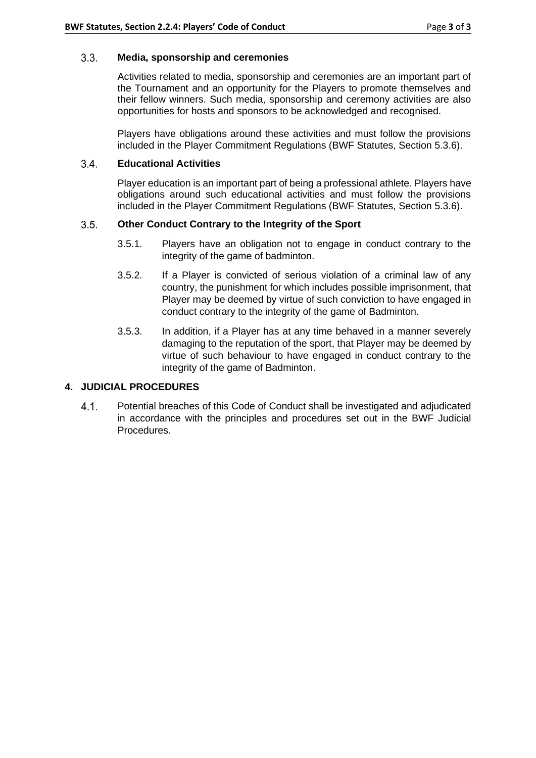### 3.3. Media, sponsorship and ceremonies

Activities related to media, sponsorship and ceremonies are an important part of the Tournament and an opportunity for the Players to promote themselves and their fellow winners. Such media, sponsorship and ceremony activities are also opportunities for hosts and sponsors to be acknowledged and recognised.

Players have obligations around these activities and must follow the provisions included in the Player Commitment Regulations (BWF Statutes, Section 5.3.6).

### 3.4. Educational Activities

Player education is an important part of being a professional athlete. Players have obligations around such educational activities and must follow the provisions included in the Player Commitment Regulations (BWF Statutes, Section 5.3.6).

### 3.5. Other Conduct Contrary to the Integrity of the Sport

3.5.1. Players have an obligation not to engage in conduct contrary to the integrity of the game of badminton.

3.5.2. If a Player is convicted of serious violation of a criminal law of any country, the punishment for which includes possible imprisonment, that Player may be deemed by virtue of such conviction to have engaged in conduct contrary to the integrity of the game of Badminton.

3.5.3. In addition, if a Player has at any time behaved in a manner severely damaging to the reputation of the sport, that Player may be deemed by virtue of such behaviour to have engaged in conduct contrary to the integrity of the game of Badminton.

## 4. JUDICIAL PROCEDURES

4.1. Potential breaches of this Code of Conduct shall be investigated and adjudicated in accordance with the principles and procedures set out in the BWF Judicial Procedures.